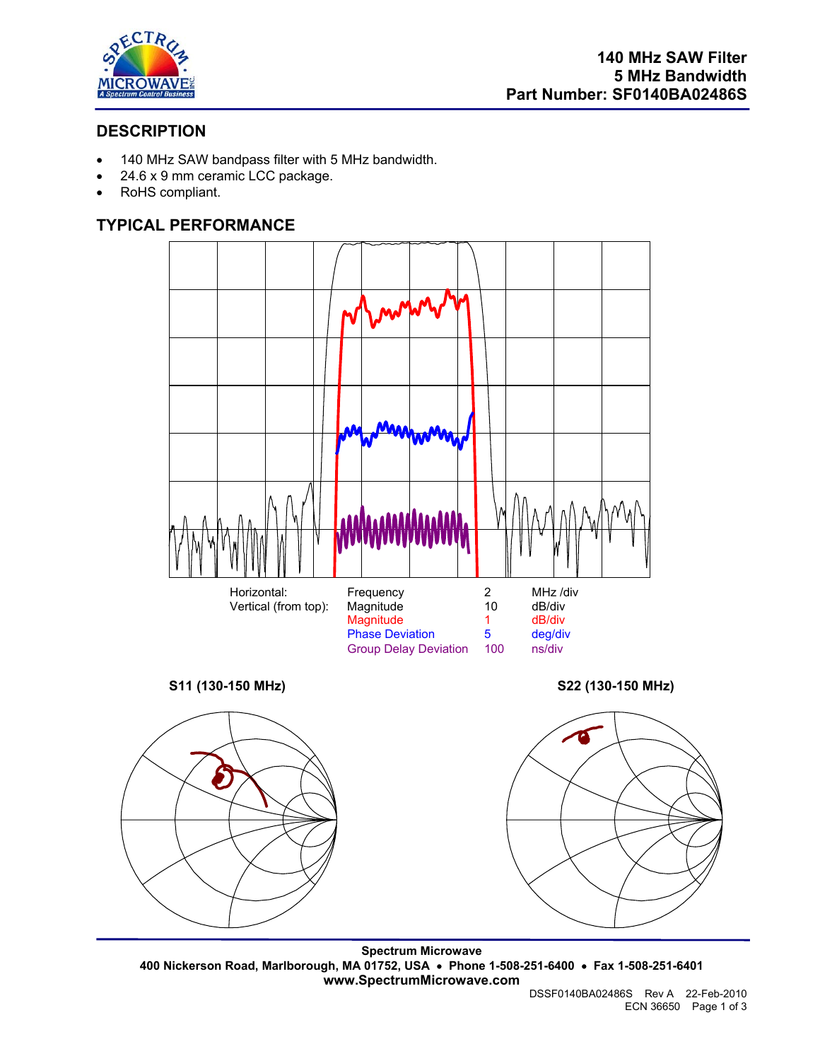# 140 MHz SAW Filter
# 5 MHz Bandwidth
# Part Number: SF0140BA02486S

## DESCRIPTION

- 140 MHz SAW bandpass filter with 5 MHz bandwidth.
- 24.6 x 9 mm ceramic LCC package.
- RoHS compliant.

## TYPICAL PERFORMANCE

| | | | |
|---|---|---|---|
| Horizontal: | Frequency | 2 | MHz /div |
| Vertical (from top): | Magnitude | 10 | dB/div |
| | Magnitude | 1 | dB/div |
| | Phase Deviation | 5 | deg/div |
| | Group Delay Deviation | 100 | ns/div |

**S11 (130-150 MHz)**

**S22 (130-150 MHz)**

**Spectrum Microwave**
**400 Nickerson Road, Marlborough, MA 01752, USA • Phone 1-508-251-6400 • Fax 1-508-251-6401**
**www.SpectrumMicrowave.com**

DSSF0140BA02486S Rev A 22-Feb-2010
ECN 36650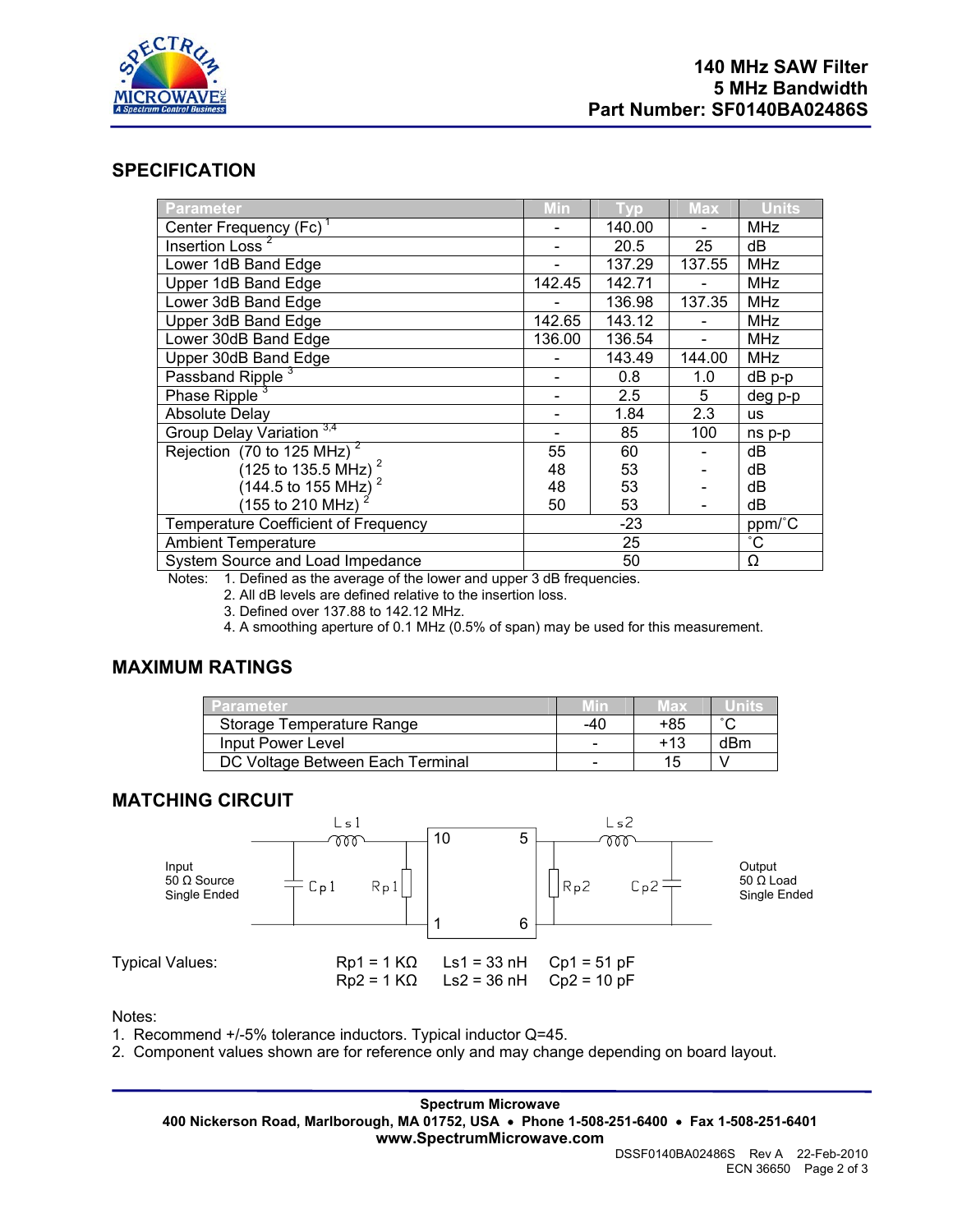**140 MHz SAW Filter**
**5 MHz Bandwidth**
**Part Number: SF0140BA02486S**

## SPECIFICATION

| Parameter | Min | Typ | Max | Units |
|---|---|---|---|---|
| Center Frequency (Fc) [1] | - | 140.00 | - | MHz |
| Insertion Loss [2] | - | 20.5 | 25 | dB |
| Lower 1dB Band Edge | - | 137.29 | 137.55 | MHz |
| Upper 1dB Band Edge | 142.45 | 142.71 | - | MHz |
| Lower 3dB Band Edge | - | 136.98 | 137.35 | MHz |
| Upper 3dB Band Edge | 142.65 | 143.12 | - | MHz |
| Lower 30dB Band Edge | 136.00 | 136.54 | - | MHz |
| Upper 30dB Band Edge | - | 143.49 | 144.00 | MHz |
| Passband Ripple [3] | - | 0.8 | 1.0 | dB p-p |
| Phase Ripple [3] | - | 2.5 | 5 | deg p-p |
| Absolute Delay | - | 1.84 | 2.3 | us |
| Group Delay Variation [3,4] | - | 85 | 100 | ns p-p |
| Rejection (70 to 125 MHz) [2] | 55 | 60 | - | dB |
| (125 to 135.5 MHz) [2] | 48 | 53 | - | dB |
| (144.5 to 155 MHz) [2] | 48 | 53 | - | dB |
| (155 to 210 MHz) [2] | 50 | 53 | - | dB |
| Temperature Coefficient of Frequency | | -23 | | ppm/˚C |
| Ambient Temperature | | 25 | | ˚C |
| System Source and Load Impedance | | 50 | | Ω |

Notes:
1. Defined as the average of the lower and upper 3 dB frequencies.
2. All dB levels are defined relative to the insertion loss.
3. Defined over 137.88 to 142.12 MHz.
4. A smoothing aperture of 0.1 MHz (0.5% of span) may be used for this measurement.

## MAXIMUM RATINGS

| Parameter | Min | Max | Units |
|---|---|---|---|
| Storage Temperature Range | -40 | +85 | ˚C |
| Input Power Level | - | +13 | dBm |
| DC Voltage Between Each Terminal | - | 15 | V |

## MATCHING CIRCUIT

Input 50 Ω Source Single Ended — Cp1, Rp1, Ls1 — pins 10, 1 — pins 5, 6 — Rp2, Ls2, Cp2 — Output 50 Ω Load Single Ended

Typical Values:

| Rp1 = 1 KΩ | Ls1 = 33 nH | Cp1 = 51 pF |
|---|---|---|
| Rp2 = 1 KΩ | Ls2 = 36 nH | Cp2 = 10 pF |

Notes:
1. Recommend +/-5% tolerance inductors. Typical inductor Q=45.
2. Component values shown are for reference only and may change depending on board layout.

**Spectrum Microwave**
**400 Nickerson Road, Marlborough, MA 01752, USA • Phone 1-508-251-6400 • Fax 1-508-251-6401**
**www.SpectrumMicrowave.com**

DSSF0140BA02486S Rev A 22-Feb-2010
ECN 36650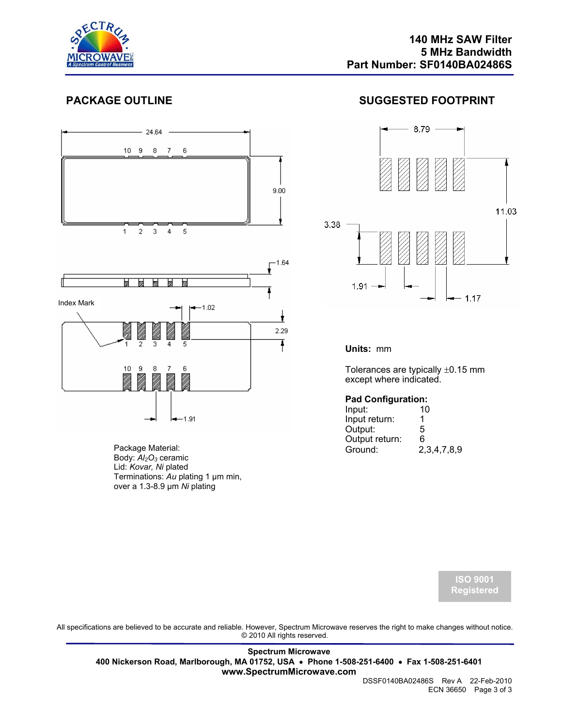# 140 MHz SAW Filter
# 5 MHz Bandwidth
# Part Number: SF0140BA02486S

## PACKAGE OUTLINE

24.64

10 9 8 7 6

9.00

1 2 3 4 5

1.64

Index Mark

1.02

2.29

1 2 3 4 5

10 9 8 7 6

1.91

Package Material:
Body: $Al_2O_3$ ceramic
Lid: *Kovar, Ni* plated
Terminations: *Au* plating 1 µm min, over a 1.3-8.9 µm *Ni* plating

## SUGGESTED FOOTPRINT

8.79

11.03

3.38

1.91

1.17

**Units:** mm

Tolerances are typically ±0.15 mm except where indicated.

**Pad Configuration:**

| | |
|---|---|
| Input: | 10 |
| Input return: | 1 |
| Output: | 5 |
| Output return: | 6 |
| Ground: | 2,3,4,7,8,9 |

ISO 9001 Registered

All specifications are believed to be accurate and reliable. However, Spectrum Microwave reserves the right to make changes without notice. © 2010 All rights reserved.

**Spectrum Microwave**
**400 Nickerson Road, Marlborough, MA 01752, USA • Phone 1-508-251-6400 • Fax 1-508-251-6401**
**www.SpectrumMicrowave.com**

DSSF0140BA02486S Rev A 22-Feb-2010
ECN 36650